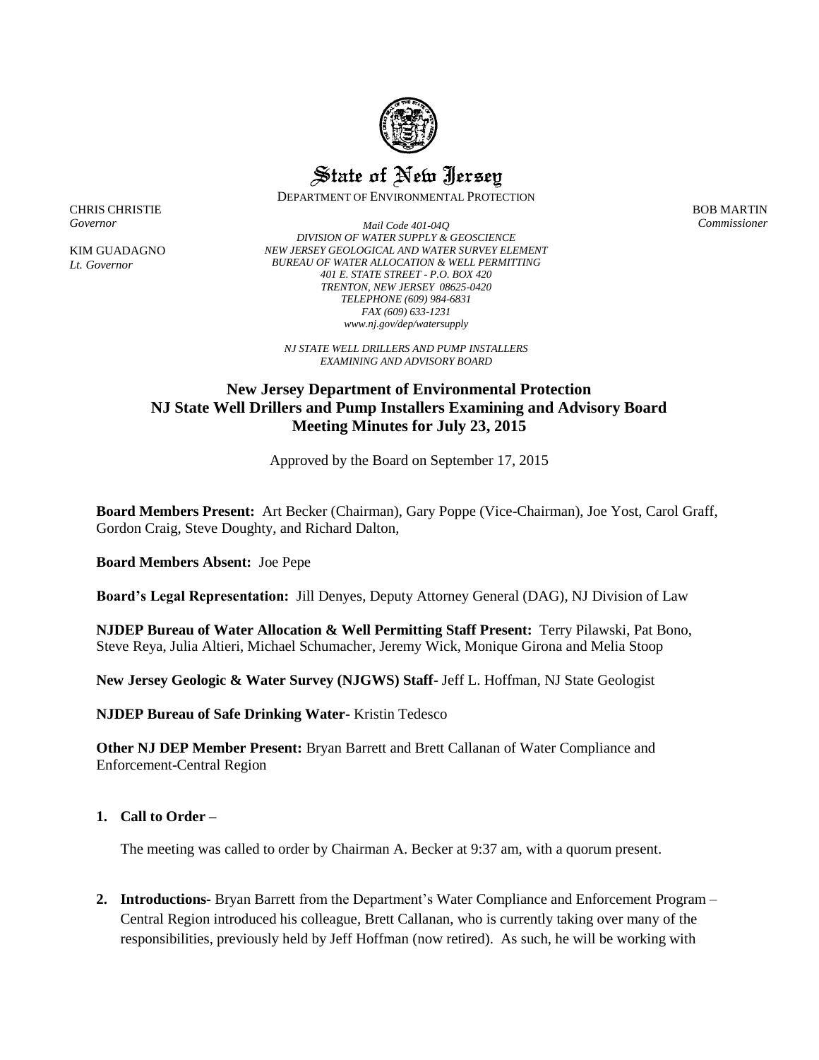# State of New Jersey

DEPARTMENT OF ENVIRONMENTAL PROTECTION

CHRIS CHRISTIE
*Governor*

KIM GUADAGNO
*Lt. Governor*

BOB MARTIN
*Commissioner*

*Mail Code 401-04Q*
*DIVISION OF WATER SUPPLY & GEOSCIENCE*
*NEW JERSEY GEOLOGICAL AND WATER SURVEY ELEMENT*
*BUREAU OF WATER ALLOCATION & WELL PERMITTING*
*401 E. STATE STREET - P.O. BOX 420*
*TRENTON, NEW JERSEY 08625-0420*
*TELEPHONE (609) 984-6831*
*FAX (609) 633-1231*
*www.nj.gov/dep/watersupply*

*NJ STATE WELL DRILLERS AND PUMP INSTALLERS*
*EXAMINING AND ADVISORY BOARD*

## New Jersey Department of Environmental Protection
## NJ State Well Drillers and Pump Installers Examining and Advisory Board
## Meeting Minutes for July 23, 2015

Approved by the Board on September 17, 2015

**Board Members Present:** Art Becker (Chairman), Gary Poppe (Vice-Chairman), Joe Yost, Carol Graff, Gordon Craig, Steve Doughty, and Richard Dalton,

**Board Members Absent:** Joe Pepe

**Board's Legal Representation:** Jill Denyes, Deputy Attorney General (DAG), NJ Division of Law

**NJDEP Bureau of Water Allocation & Well Permitting Staff Present:** Terry Pilawski, Pat Bono, Steve Reya, Julia Altieri, Michael Schumacher, Jeremy Wick, Monique Girona and Melia Stoop

**New Jersey Geologic & Water Survey (NJGWS) Staff**- Jeff L. Hoffman, NJ State Geologist

**NJDEP Bureau of Safe Drinking Water**- Kristin Tedesco

**Other NJ DEP Member Present:** Bryan Barrett and Brett Callanan of Water Compliance and Enforcement-Central Region

1. **Call to Order –**

   The meeting was called to order by Chairman A. Becker at 9:37 am, with a quorum present.

2. **Introductions-** Bryan Barrett from the Department's Water Compliance and Enforcement Program – Central Region introduced his colleague, Brett Callanan, who is currently taking over many of the responsibilities, previously held by Jeff Hoffman (now retired). As such, he will be working with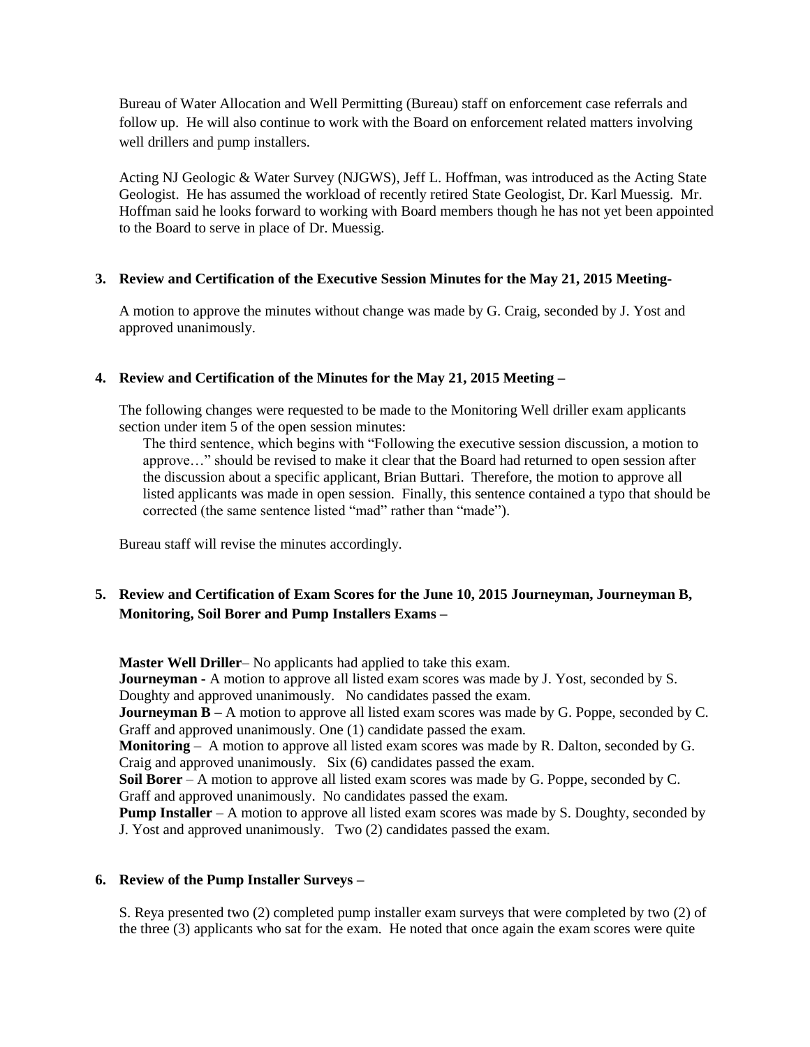Bureau of Water Allocation and Well Permitting (Bureau) staff on enforcement case referrals and follow up. He will also continue to work with the Board on enforcement related matters involving well drillers and pump installers.

Acting NJ Geologic & Water Survey (NJGWS), Jeff L. Hoffman, was introduced as the Acting State Geologist. He has assumed the workload of recently retired State Geologist, Dr. Karl Muessig. Mr. Hoffman said he looks forward to working with Board members though he has not yet been appointed to the Board to serve in place of Dr. Muessig.

**3. Review and Certification of the Executive Session Minutes for the May 21, 2015 Meeting-**

A motion to approve the minutes without change was made by G. Craig, seconded by J. Yost and approved unanimously.

**4. Review and Certification of the Minutes for the May 21, 2015 Meeting –**

The following changes were requested to be made to the Monitoring Well driller exam applicants section under item 5 of the open session minutes:

The third sentence, which begins with "Following the executive session discussion, a motion to approve…" should be revised to make it clear that the Board had returned to open session after the discussion about a specific applicant, Brian Buttari. Therefore, the motion to approve all listed applicants was made in open session. Finally, this sentence contained a typo that should be corrected (the same sentence listed "mad" rather than "made").

Bureau staff will revise the minutes accordingly.

**5. Review and Certification of Exam Scores for the June 10, 2015 Journeyman, Journeyman B, Monitoring, Soil Borer and Pump Installers Exams –**

**Master Well Driller**– No applicants had applied to take this exam.
**Journeyman -** A motion to approve all listed exam scores was made by J. Yost, seconded by S. Doughty and approved unanimously. No candidates passed the exam.
**Journeyman B –** A motion to approve all listed exam scores was made by G. Poppe, seconded by C. Graff and approved unanimously. One (1) candidate passed the exam.
**Monitoring** – A motion to approve all listed exam scores was made by R. Dalton, seconded by G. Craig and approved unanimously. Six (6) candidates passed the exam.
**Soil Borer** – A motion to approve all listed exam scores was made by G. Poppe, seconded by C. Graff and approved unanimously. No candidates passed the exam.
**Pump Installer** – A motion to approve all listed exam scores was made by S. Doughty, seconded by J. Yost and approved unanimously. Two (2) candidates passed the exam.

**6. Review of the Pump Installer Surveys –**

S. Reya presented two (2) completed pump installer exam surveys that were completed by two (2) of the three (3) applicants who sat for the exam. He noted that once again the exam scores were quite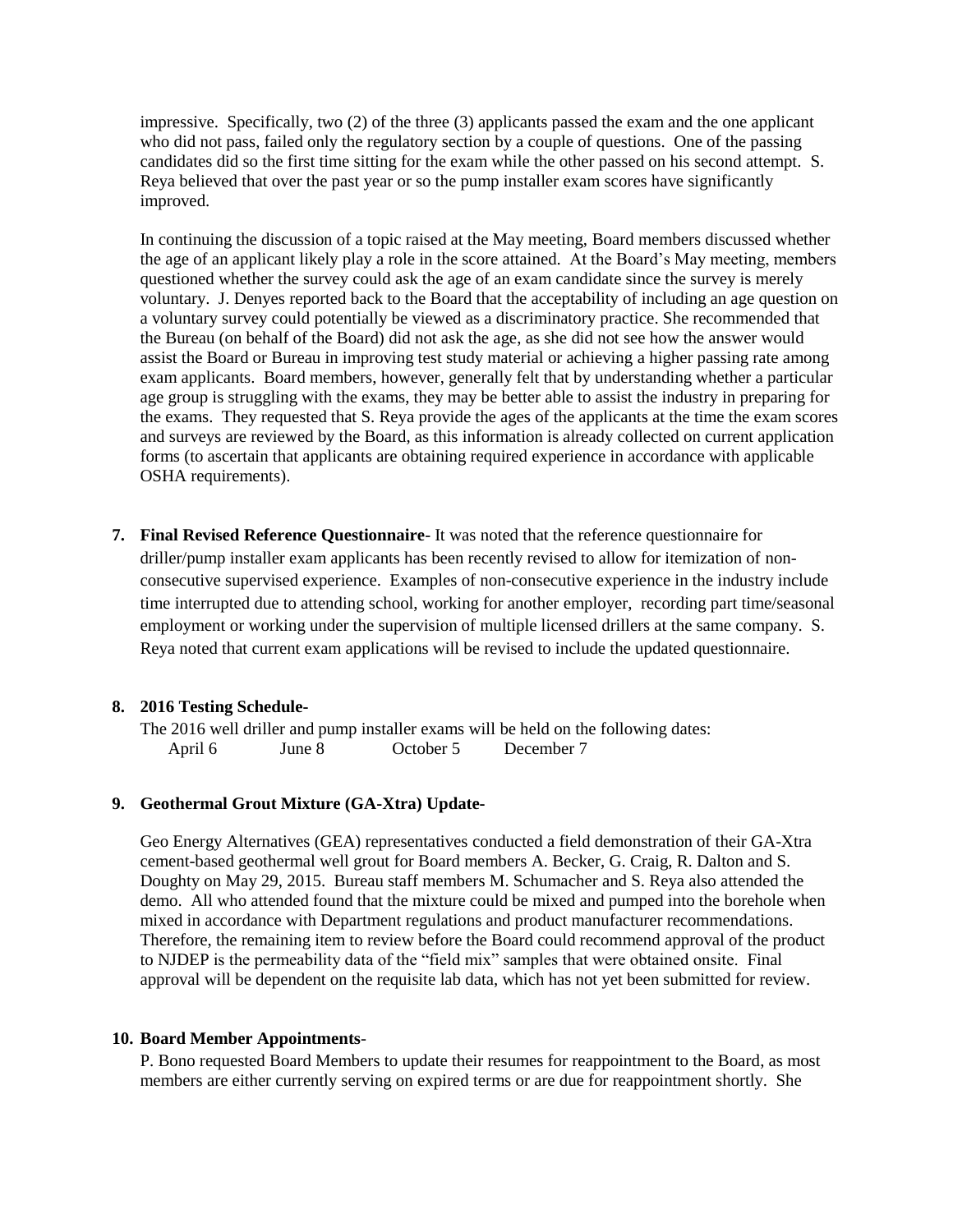impressive. Specifically, two (2) of the three (3) applicants passed the exam and the one applicant who did not pass, failed only the regulatory section by a couple of questions. One of the passing candidates did so the first time sitting for the exam while the other passed on his second attempt. S. Reya believed that over the past year or so the pump installer exam scores have significantly improved.

In continuing the discussion of a topic raised at the May meeting, Board members discussed whether the age of an applicant likely play a role in the score attained. At the Board's May meeting, members questioned whether the survey could ask the age of an exam candidate since the survey is merely voluntary. J. Denyes reported back to the Board that the acceptability of including an age question on a voluntary survey could potentially be viewed as a discriminatory practice. She recommended that the Bureau (on behalf of the Board) did not ask the age, as she did not see how the answer would assist the Board or Bureau in improving test study material or achieving a higher passing rate among exam applicants. Board members, however, generally felt that by understanding whether a particular age group is struggling with the exams, they may be better able to assist the industry in preparing for the exams. They requested that S. Reya provide the ages of the applicants at the time the exam scores and surveys are reviewed by the Board, as this information is already collected on current application forms (to ascertain that applicants are obtaining required experience in accordance with applicable OSHA requirements).

7. **Final Revised Reference Questionnaire**- It was noted that the reference questionnaire for driller/pump installer exam applicants has been recently revised to allow for itemization of non-consecutive supervised experience. Examples of non-consecutive experience in the industry include time interrupted due to attending school, working for another employer, recording part time/seasonal employment or working under the supervision of multiple licensed drillers at the same company. S. Reya noted that current exam applications will be revised to include the updated questionnaire.

8. **2016 Testing Schedule-**

   The 2016 well driller and pump installer exams will be held on the following dates:

   April 6 &emsp; June 8 &emsp; October 5 &emsp; December 7

9. **Geothermal Grout Mixture (GA-Xtra) Update-**

   Geo Energy Alternatives (GEA) representatives conducted a field demonstration of their GA-Xtra cement-based geothermal well grout for Board members A. Becker, G. Craig, R. Dalton and S. Doughty on May 29, 2015. Bureau staff members M. Schumacher and S. Reya also attended the demo. All who attended found that the mixture could be mixed and pumped into the borehole when mixed in accordance with Department regulations and product manufacturer recommendations. Therefore, the remaining item to review before the Board could recommend approval of the product to NJDEP is the permeability data of the "field mix" samples that were obtained onsite. Final approval will be dependent on the requisite lab data, which has not yet been submitted for review.

10. **Board Member Appointments**-

    P. Bono requested Board Members to update their resumes for reappointment to the Board, as most members are either currently serving on expired terms or are due for reappointment shortly. She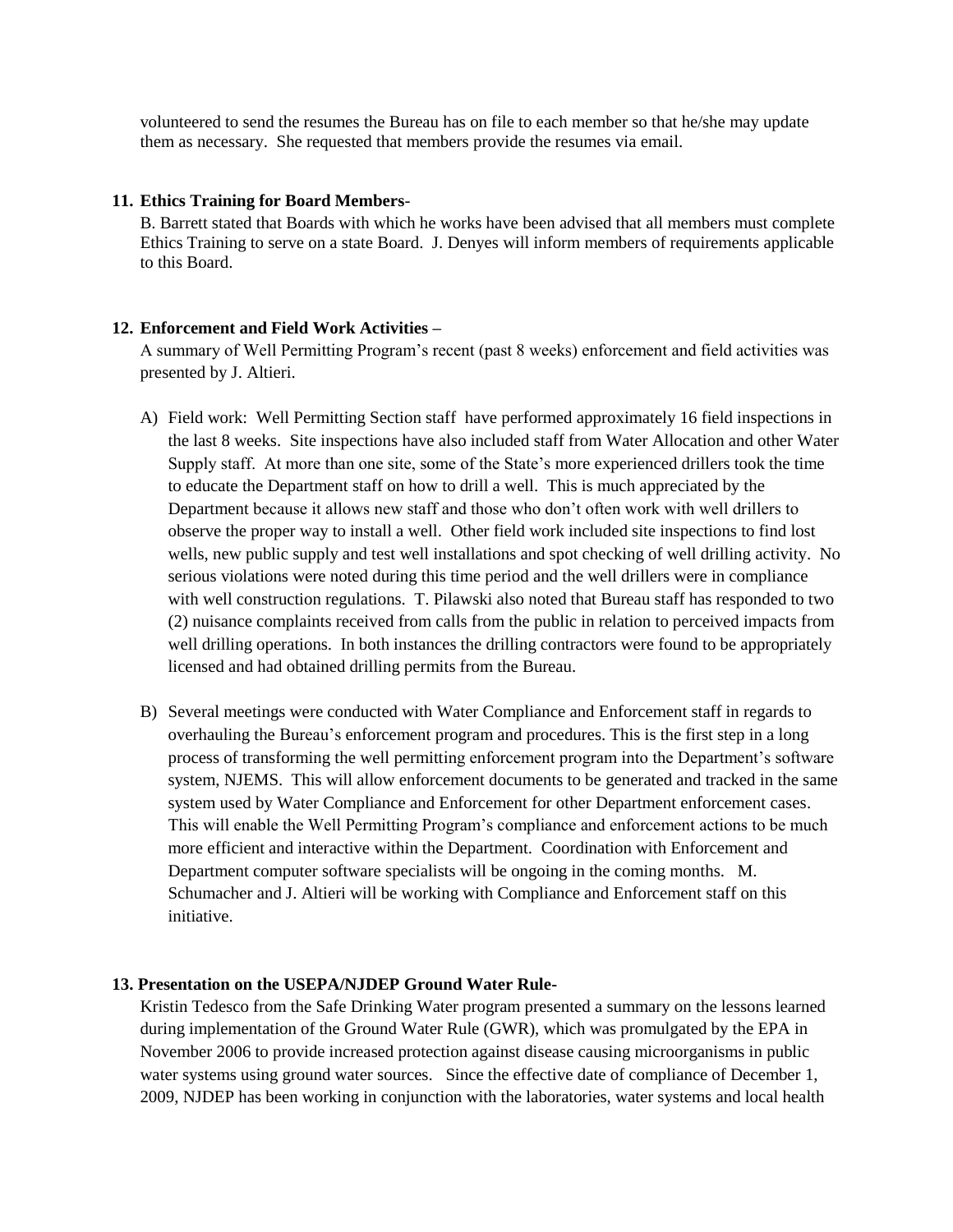volunteered to send the resumes the Bureau has on file to each member so that he/she may update them as necessary. She requested that members provide the resumes via email.

**11. Ethics Training for Board Members**-

B. Barrett stated that Boards with which he works have been advised that all members must complete Ethics Training to serve on a state Board. J. Denyes will inform members of requirements applicable to this Board.

**12. Enforcement and Field Work Activities** –

A summary of Well Permitting Program's recent (past 8 weeks) enforcement and field activities was presented by J. Altieri.

A) Field work: Well Permitting Section staff have performed approximately 16 field inspections in the last 8 weeks. Site inspections have also included staff from Water Allocation and other Water Supply staff. At more than one site, some of the State's more experienced drillers took the time to educate the Department staff on how to drill a well. This is much appreciated by the Department because it allows new staff and those who don't often work with well drillers to observe the proper way to install a well. Other field work included site inspections to find lost wells, new public supply and test well installations and spot checking of well drilling activity. No serious violations were noted during this time period and the well drillers were in compliance with well construction regulations. T. Pilawski also noted that Bureau staff has responded to two (2) nuisance complaints received from calls from the public in relation to perceived impacts from well drilling operations. In both instances the drilling contractors were found to be appropriately licensed and had obtained drilling permits from the Bureau.

B) Several meetings were conducted with Water Compliance and Enforcement staff in regards to overhauling the Bureau's enforcement program and procedures. This is the first step in a long process of transforming the well permitting enforcement program into the Department's software system, NJEMS. This will allow enforcement documents to be generated and tracked in the same system used by Water Compliance and Enforcement for other Department enforcement cases. This will enable the Well Permitting Program's compliance and enforcement actions to be much more efficient and interactive within the Department. Coordination with Enforcement and Department computer software specialists will be ongoing in the coming months. M. Schumacher and J. Altieri will be working with Compliance and Enforcement staff on this initiative.

**13. Presentation on the USEPA/NJDEP Ground Water Rule**-

Kristin Tedesco from the Safe Drinking Water program presented a summary on the lessons learned during implementation of the Ground Water Rule (GWR), which was promulgated by the EPA in November 2006 to provide increased protection against disease causing microorganisms in public water systems using ground water sources. Since the effective date of compliance of December 1, 2009, NJDEP has been working in conjunction with the laboratories, water systems and local health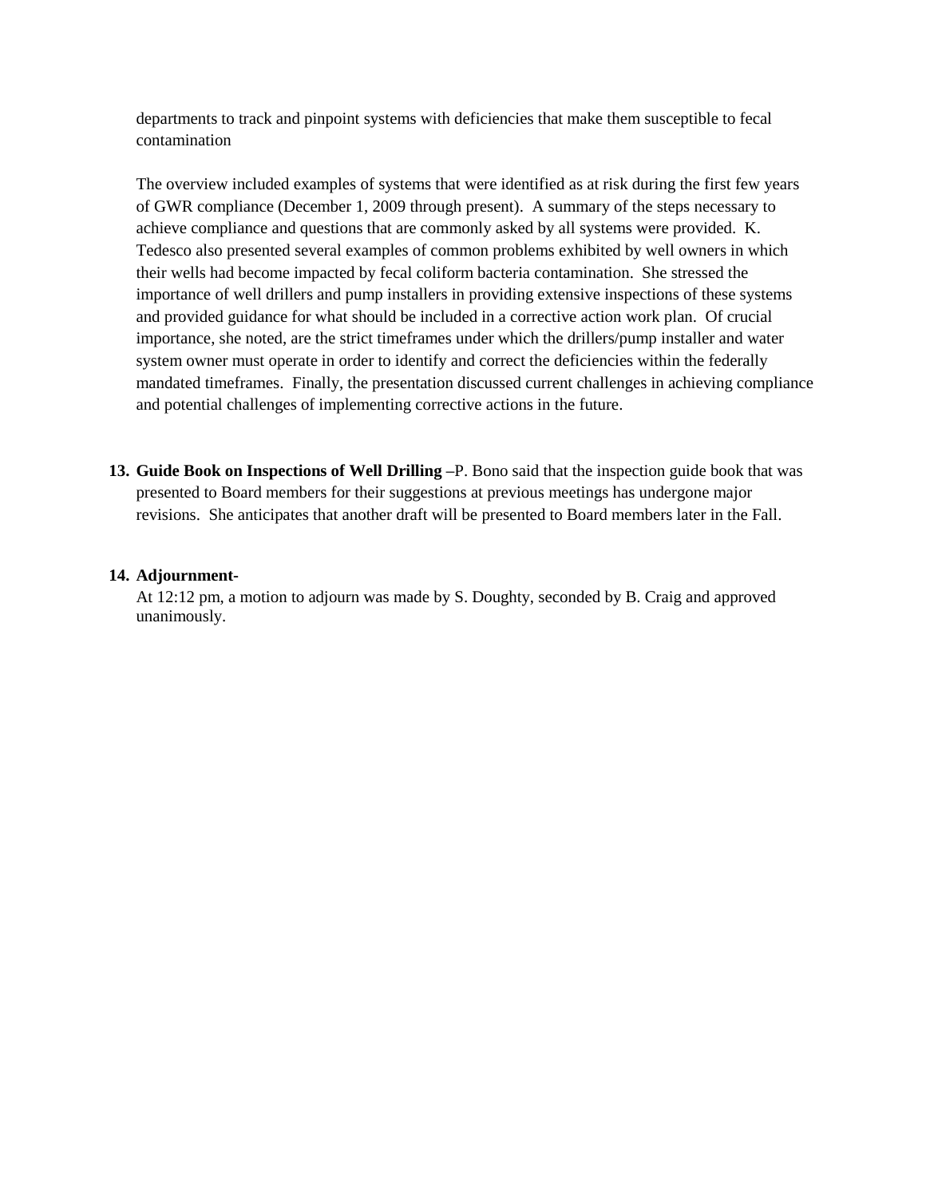departments to track and pinpoint systems with deficiencies that make them susceptible to fecal contamination

The overview included examples of systems that were identified as at risk during the first few years of GWR compliance (December 1, 2009 through present). A summary of the steps necessary to achieve compliance and questions that are commonly asked by all systems were provided. K. Tedesco also presented several examples of common problems exhibited by well owners in which their wells had become impacted by fecal coliform bacteria contamination. She stressed the importance of well drillers and pump installers in providing extensive inspections of these systems and provided guidance for what should be included in a corrective action work plan. Of crucial importance, she noted, are the strict timeframes under which the drillers/pump installer and water system owner must operate in order to identify and correct the deficiencies within the federally mandated timeframes. Finally, the presentation discussed current challenges in achieving compliance and potential challenges of implementing corrective actions in the future.

13. **Guide Book on Inspections of Well Drilling –** P. Bono said that the inspection guide book that was presented to Board members for their suggestions at previous meetings has undergone major revisions. She anticipates that another draft will be presented to Board members later in the Fall.

14. **Adjournment-**
    At 12:12 pm, a motion to adjourn was made by S. Doughty, seconded by B. Craig and approved unanimously.